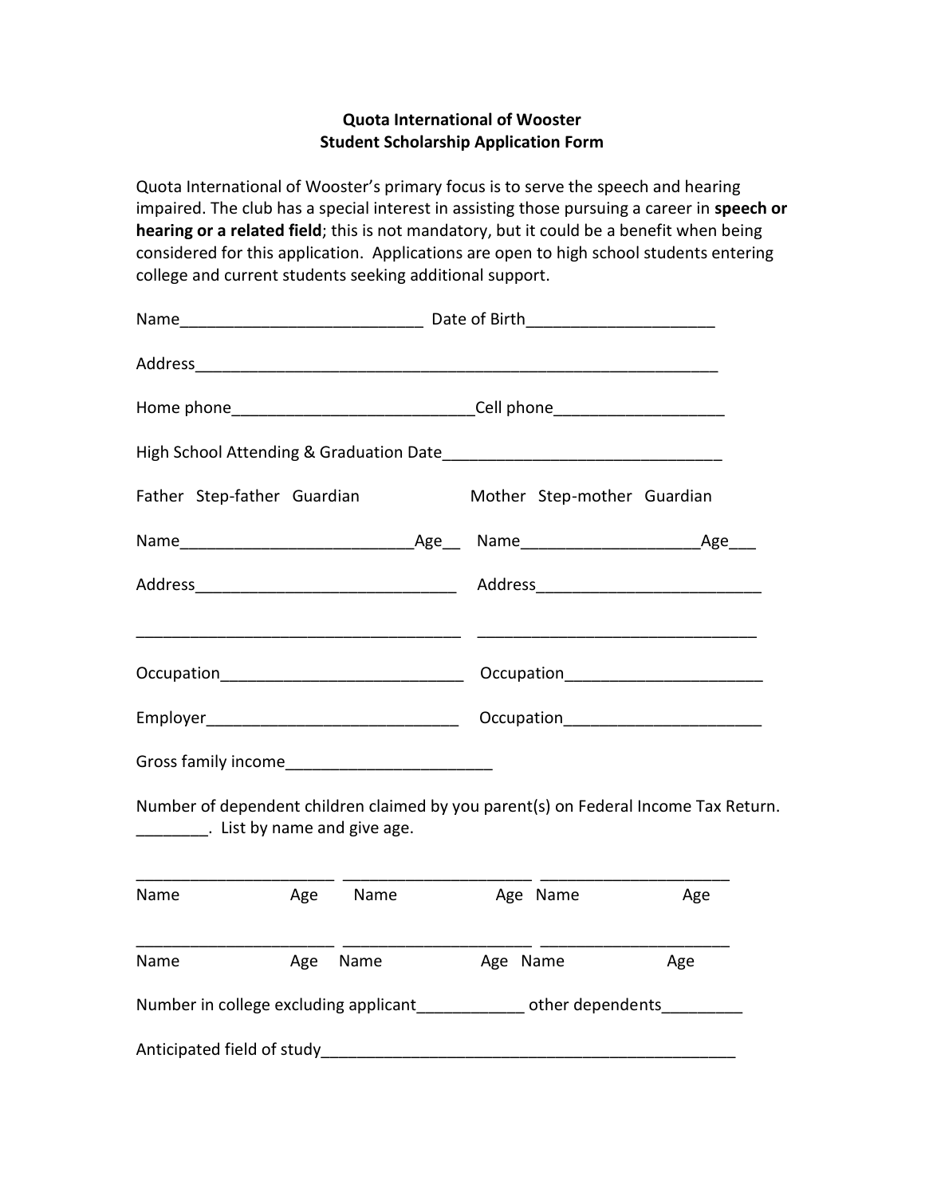**Quota International of Wooster**
**Student Scholarship Application Form**

Quota International of Wooster's primary focus is to serve the speech and hearing impaired. The club has a special interest in assisting those pursuing a career in **speech or hearing or a related field**; this is not mandatory, but it could be a benefit when being considered for this application. Applications are open to high school students entering college and current students seeking additional support.

Name___________________________ Date of Birth_____________________

Address___________________________________________________________

Home phone__________________________Cell phone___________________

High School Attending & Graduation Date_______________________________

Father Step-father Guardian Mother Step-mother Guardian

Name_________________________Age__ Name___________________Age___

Address_____________________________ Address_________________________

___________________________________ _______________________________

Occupation___________________________ Occupation_____________________

Employer____________________________ Occupation_____________________

Gross family income______________________

Number of dependent children claimed by you parent(s) on Federal Income Tax Return. ________. List by name and give age.

_____________________ ____________________ ____________________
Name Age Name Age Name Age

_____________________ ____________________ ____________________
Name Age Name Age Name Age

Number in college excluding applicant____________ other dependents_________

Anticipated field of study_______________________________________________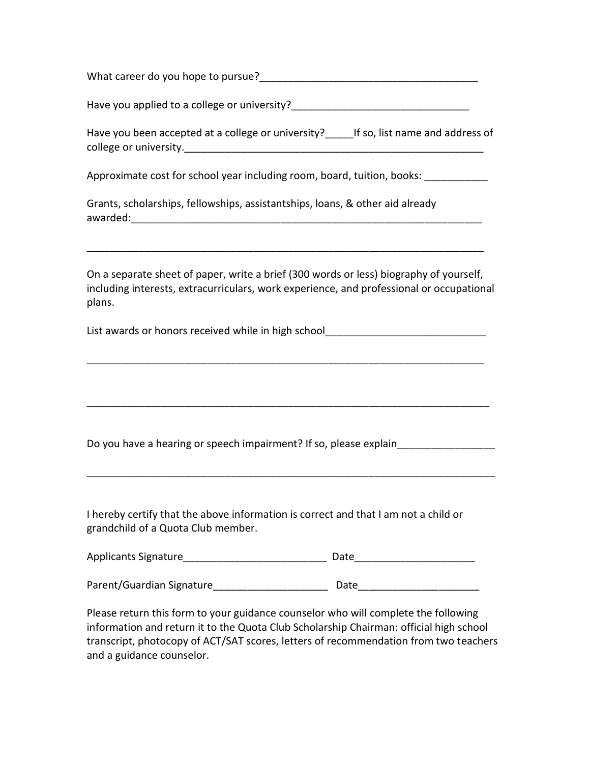What career do you hope to pursue?______________________________________

Have you applied to a college or university?______________________________

Have you been accepted at a college or university?_____If so, list name and address of college or university._____________________________________________________

Approximate cost for school year including room, board, tuition, books: ___________

Grants, scholarships, fellowships, assistantships, loans, & other aid already awarded:______________________________________________________________

________________________________________________________________________

On a separate sheet of paper, write a brief (300 words or less) biography of yourself, including interests, extracurriculars, work experience, and professional or occupational plans.

List awards or honors received while in high school___________________________

________________________________________________________________________

________________________________________________________________________

Do you have a hearing or speech impairment? If so, please explain_________________

________________________________________________________________________

I hereby certify that the above information is correct and that I am not a child or grandchild of a Quota Club member.

Applicants Signature_________________________ Date_____________________

Parent/Guardian Signature____________________ Date_____________________

Please return this form to your guidance counselor who will complete the following information and return it to the Quota Club Scholarship Chairman: official high school transcript, photocopy of ACT/SAT scores, letters of recommendation from two teachers and a guidance counselor.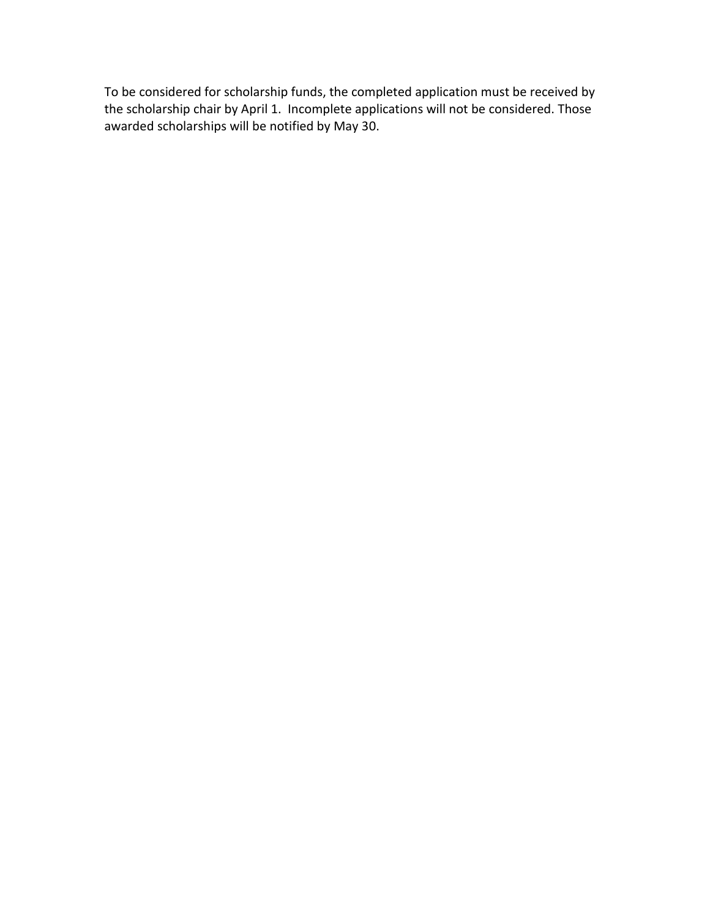To be considered for scholarship funds, the completed application must be received by the scholarship chair by April 1. Incomplete applications will not be considered. Those awarded scholarships will be notified by May 30.